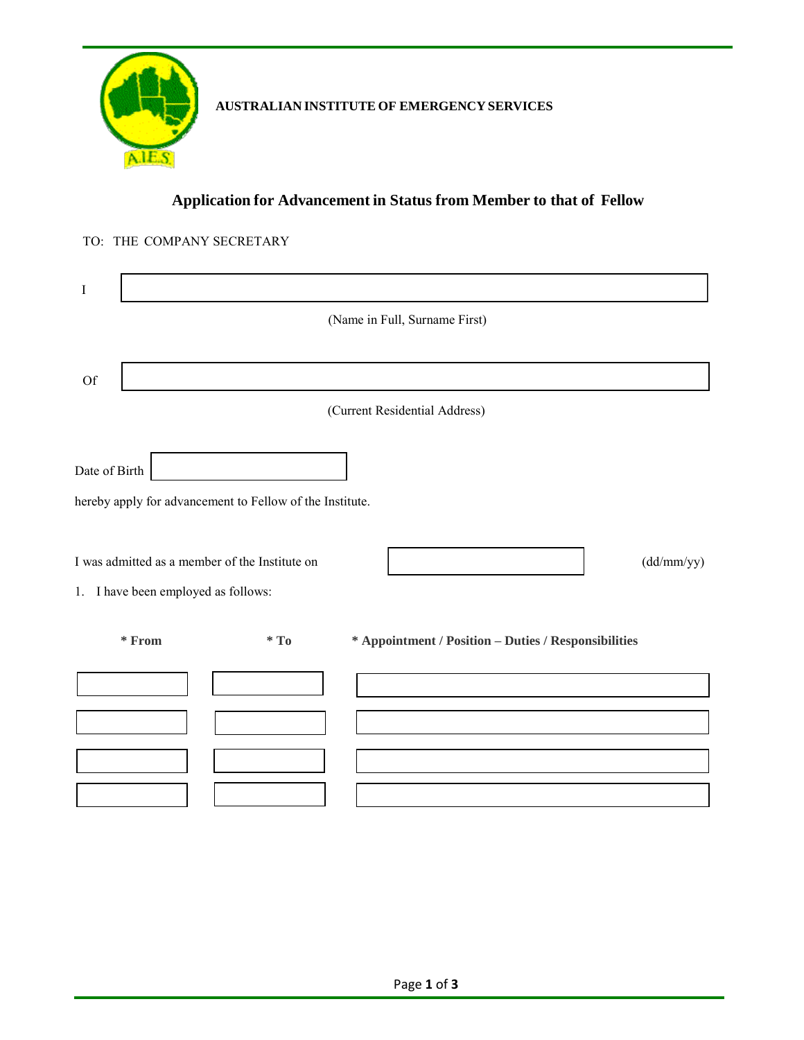**AUSTRALIAN INSTITUTE OF EMERGENCY SERVICES**

## Application for Advancement in Status from Member to that of Fellow

TO: THE COMPANY SECRETARY

I \_\_\_\_\_\_\_\_\_\_\_\_\_\_\_\_\_\_\_\_\_\_\_\_\_\_\_\_\_\_\_\_\_\_\_\_\_\_\_\_

(Name in Full, Surname First)

Of \_\_\_\_\_\_\_\_\_\_\_\_\_\_\_\_\_\_\_\_\_\_\_\_\_\_\_\_\_\_\_\_\_\_\_\_\_\_\_\_

(Current Residential Address)

Date of Birth \_\_\_\_\_\_\_\_\_\_\_\_\_\_\_\_\_\_\_\_

hereby apply for advancement to Fellow of the Institute.

I was admitted as a member of the Institute on \_\_\_\_\_\_\_\_\_\_\_\_\_\_\_\_\_\_\_\_ (dd/mm/yy)

1. I have been employed as follows:

| * From | * To | * Appointment / Position – Duties / Responsibilities |
|---|---|---|
| | | |
| | | |
| | | |
| | | |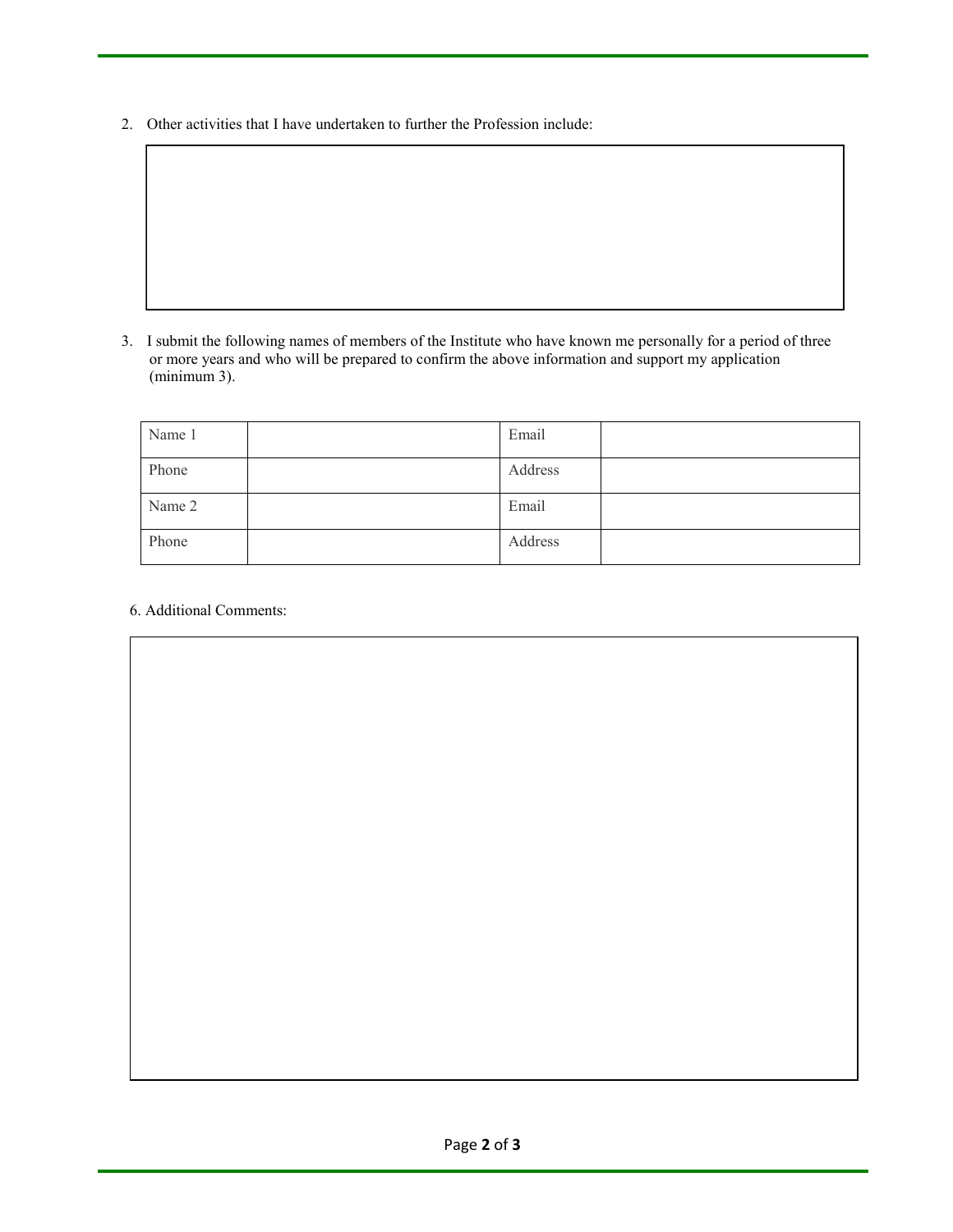2. Other activities that I have undertaken to further the Profession include:

3. I submit the following names of members of the Institute who have known me personally for a period of three or more years and who will be prepared to confirm the above information and support my application (minimum 3).

| | | | |
|---|---|---|---|
| Name 1 | | Email | |
| Phone | | Address | |
| Name 2 | | Email | |
| Phone | | Address | |

6. Additional Comments: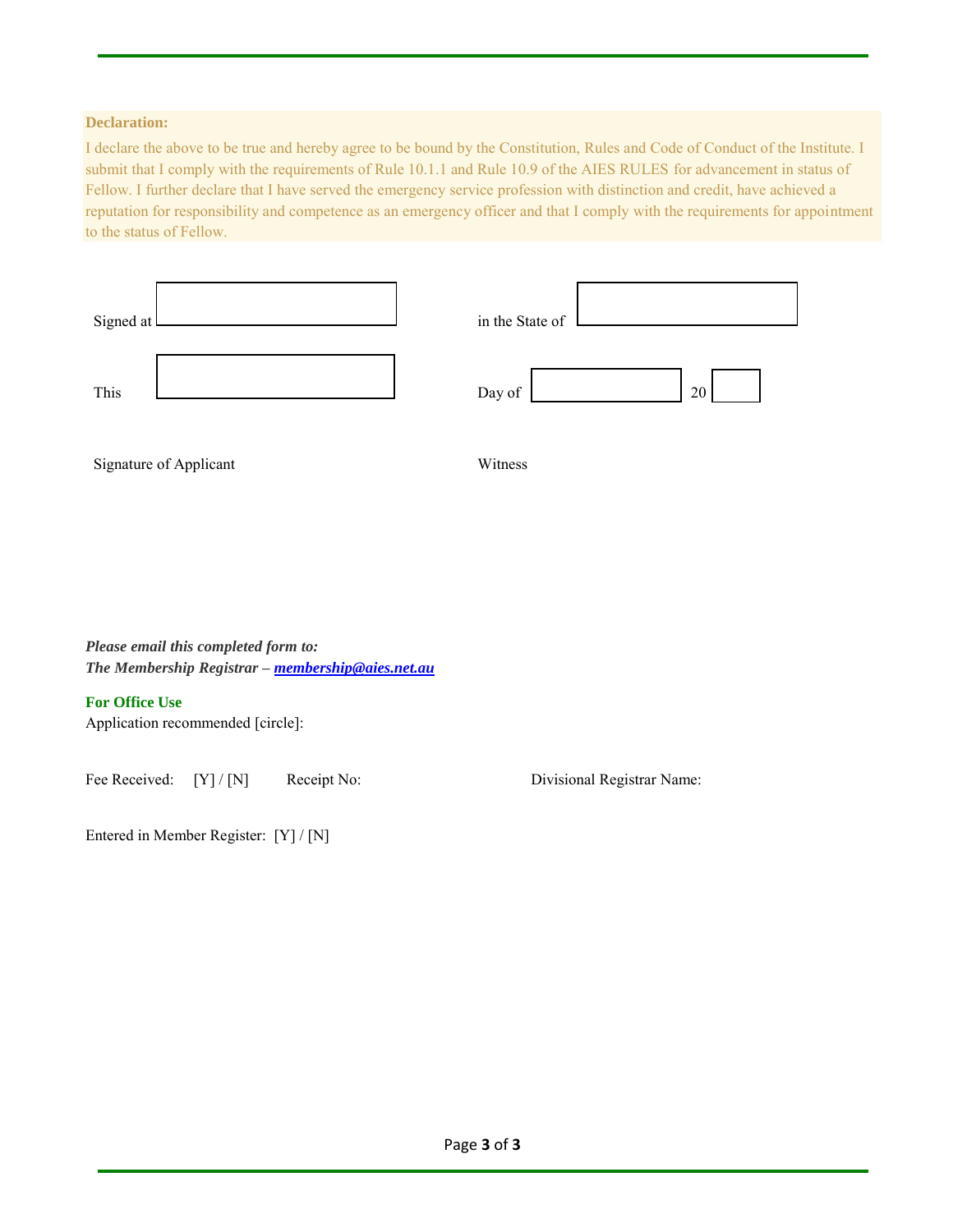**Declaration:**

I declare the above to be true and hereby agree to be bound by the Constitution, Rules and Code of Conduct of the Institute. I submit that I comply with the requirements of Rule 10.1.1 and Rule 10.9 of the AIES RULES for advancement in status of Fellow. I further declare that I have served the emergency service profession with distinction and credit, have achieved a reputation for responsibility and competence as an emergency officer and that I comply with the requirements for appointment to the status of Fellow.

Signed at ____________________ in the State of ____________________

This ____________________ Day of ____________________ 20 ____

Signature of Applicant

Witness

***Please email this completed form to:***
***The Membership Registrar – [membership@aies.net.au](mailto:membership@aies.net.au)***

**For Office Use**

Application recommended [circle]:

Fee Received: [Y] / [N] Receipt No: Divisional Registrar Name:

Entered in Member Register: [Y] / [N]